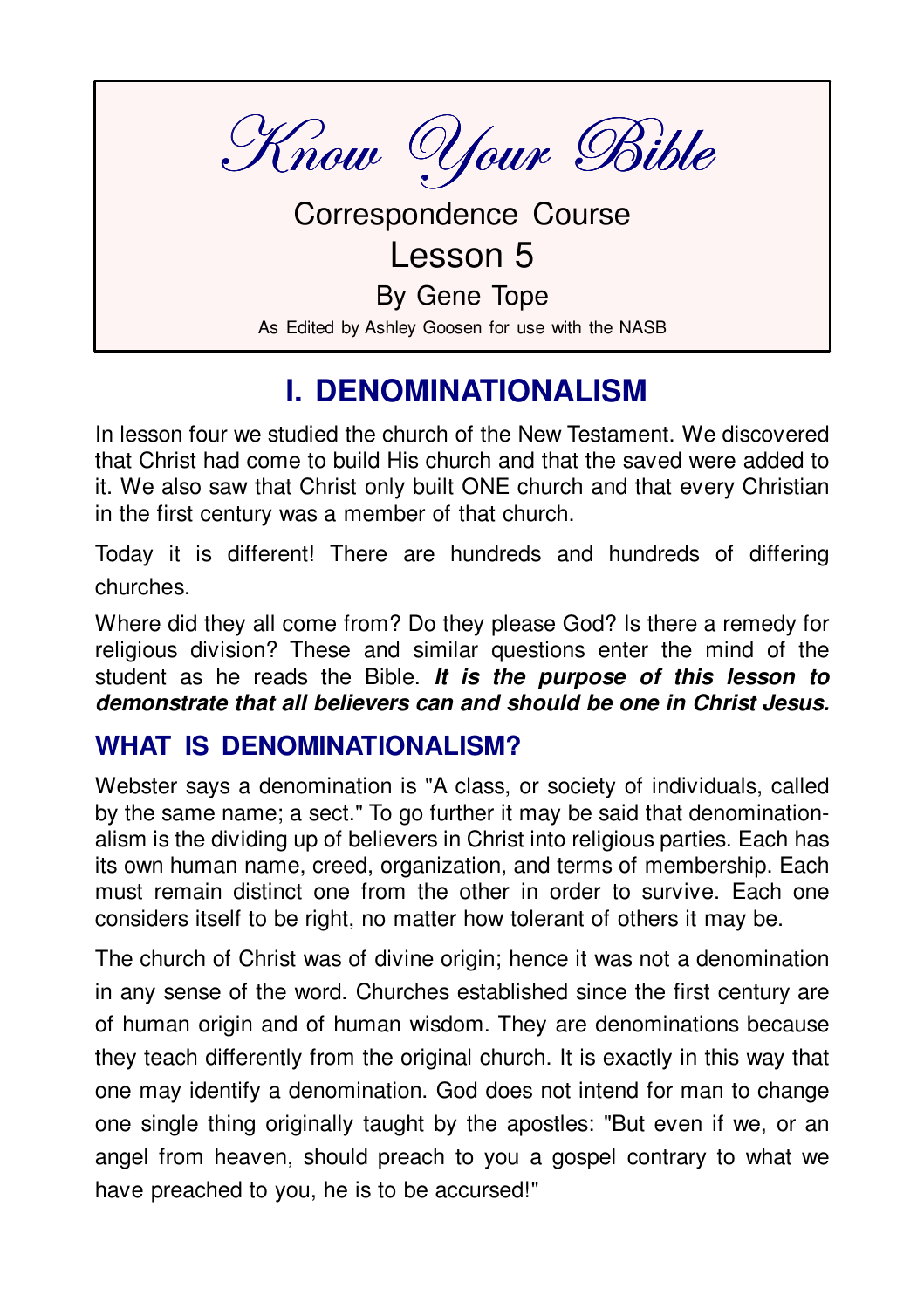# Know Your Bible

Correspondence Course

Lesson 5

By Gene Tope

As Edited by Ashley Goosen for use with the NASB

## I. DENOMINATIONALISM

In lesson four we studied the church of the New Testament. We discovered that Christ had come to build His church and that the saved were added to it. We also saw that Christ only built ONE church and that every Christian in the first century was a member of that church.

Today it is different! There are hundreds and hundreds of differing churches.

Where did they all come from? Do they please God? Is there a remedy for religious division? These and similar questions enter the mind of the student as he reads the Bible. ***It is the purpose of this lesson to demonstrate that all believers can and should be one in Christ Jesus.***

### WHAT IS DENOMINATIONALISM?

Webster says a denomination is "A class, or society of individuals, called by the same name; a sect." To go further it may be said that denominationalism is the dividing up of believers in Christ into religious parties. Each has its own human name, creed, organization, and terms of membership. Each must remain distinct one from the other in order to survive. Each one considers itself to be right, no matter how tolerant of others it may be.

The church of Christ was of divine origin; hence it was not a denomination in any sense of the word. Churches established since the first century are of human origin and of human wisdom. They are denominations because they teach differently from the original church. It is exactly in this way that one may identify a denomination. God does not intend for man to change one single thing originally taught by the apostles: "But even if we, or an angel from heaven, should preach to you a gospel contrary to what we have preached to you, he is to be accursed!"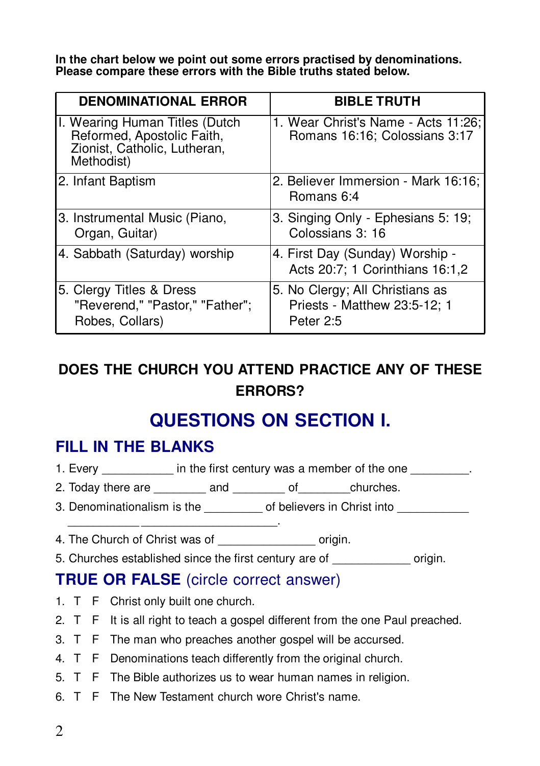**In the chart below we point out some errors practised by denominations. Please compare these errors with the Bible truths stated below.**

| DENOMINATIONAL ERROR | BIBLE TRUTH |
| --- | --- |
| I. Wearing Human Titles (Dutch Reformed, Apostolic Faith, Zionist, Catholic, Lutheran, Methodist) | 1. Wear Christ's Name - Acts 11:26; Romans 16:16; Colossians 3:17 |
| 2. Infant Baptism | 2. Believer Immersion - Mark 16:16; Romans 6:4 |
| 3. Instrumental Music (Piano, Organ, Guitar) | 3. Singing Only - Ephesians 5: 19; Colossians 3: 16 |
| 4. Sabbath (Saturday) worship | 4. First Day (Sunday) Worship - Acts 20:7; 1 Corinthians 16:1,2 |
| 5. Clergy Titles & Dress "Reverend," "Pastor," "Father"; Robes, Collars) | 5. No Clergy; All Christians as Priests - Matthew 23:5-12; 1 Peter 2:5 |

**DOES THE CHURCH YOU ATTEND PRACTICE ANY OF THESE ERRORS?**

# QUESTIONS ON SECTION I.

## FILL IN THE BLANKS

1. Every ___________ in the first century was a member of the one _________.
2. Today there are ________ and ________ of________churches.
3. Denominationalism is the _________ of believers in Christ into ___________ ___________ _____________________.
4. The Church of Christ was of ______________ origin.
5. Churches established since the first century are of ____________ origin.

## TRUE OR FALSE (circle correct answer)

1. T F Christ only built one church.
2. T F It is all right to teach a gospel different from the one Paul preached.
3. T F The man who preaches another gospel will be accursed.
4. T F Denominations teach differently from the original church.
5. T F The Bible authorizes us to wear human names in religion.
6. T F The New Testament church wore Christ's name.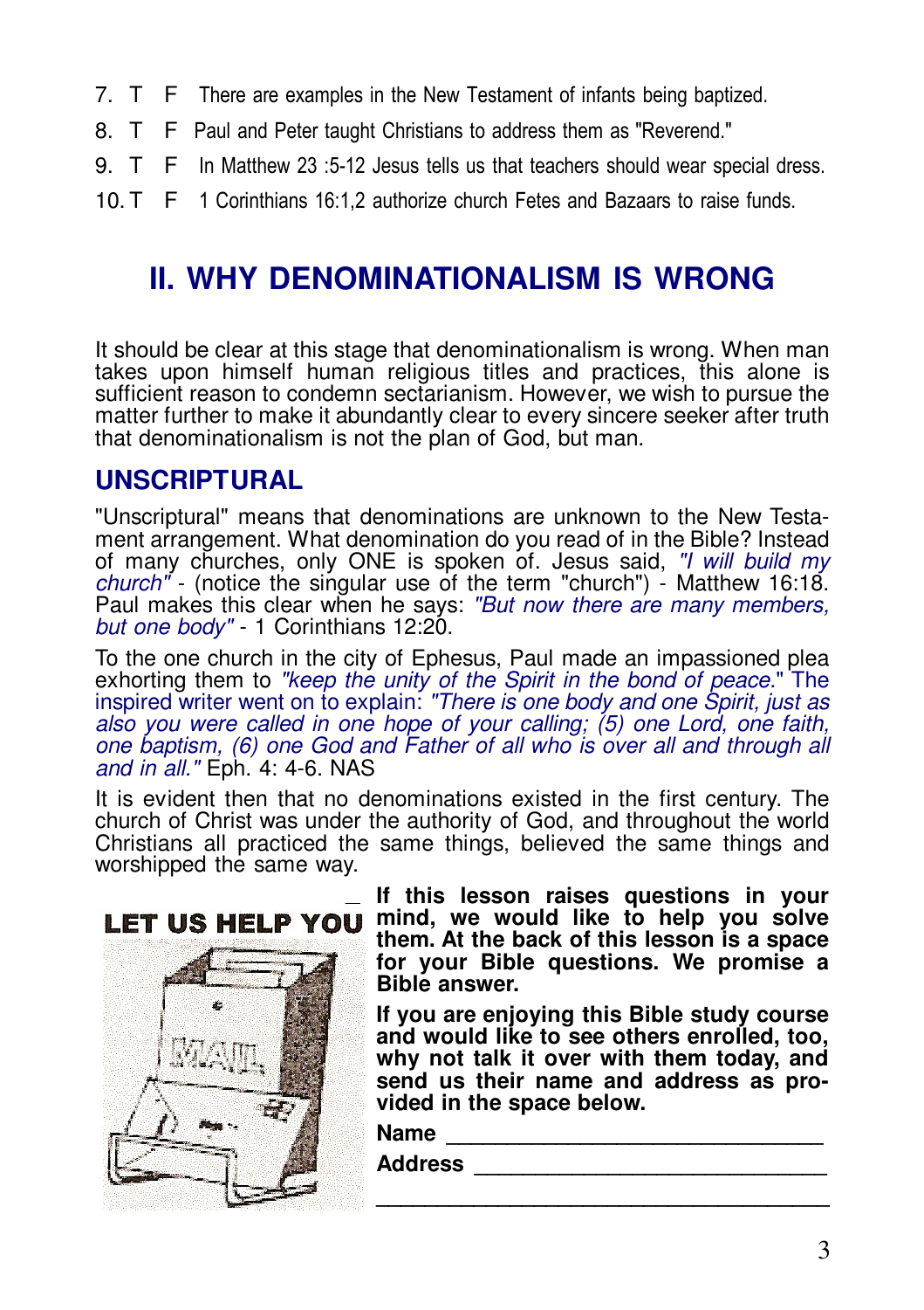7. T F There are examples in the New Testament of infants being baptized.

8. T F Paul and Peter taught Christians to address them as "Reverend."

9. T F In Matthew 23 :5-12 Jesus tells us that teachers should wear special dress.

10. T F 1 Corinthians 16:1,2 authorize church Fetes and Bazaars to raise funds.

## II. WHY DENOMINATIONALISM IS WRONG

It should be clear at this stage that denominationalism is wrong. When man takes upon himself human religious titles and practices, this alone is sufficient reason to condemn sectarianism. However, we wish to pursue the matter further to make it abundantly clear to every sincere seeker after truth that denominationalism is not the plan of God, but man.

### UNSCRIPTURAL

"Unscriptural" means that denominations are unknown to the New Testament arrangement. What denomination do you read of in the Bible? Instead of many churches, only ONE is spoken of. Jesus said, *"I will build my church"* - (notice the singular use of the term "church") - Matthew 16:18. Paul makes this clear when he says: *"But now there are many members, but one body"* - 1 Corinthians 12:20.

To the one church in the city of Ephesus, Paul made an impassioned plea exhorting them to *"keep the unity of the Spirit in the bond of peace."* The inspired writer went on to explain: *"There is one body and one Spirit, just as also you were called in one hope of your calling; (5) one Lord, one faith, one baptism, (6) one God and Father of all who is over all and through all and in all."* Eph. 4: 4-6. NAS

It is evident then that no denominations existed in the first century. The church of Christ was under the authority of God, and throughout the world Christians all practiced the same things, believed the same things and worshipped the same way.

**LET US HELP YOU**

**If this lesson raises questions in your mind, we would like to help you solve them. At the back of this lesson is a space for your Bible questions. We promise a Bible answer.**

**If you are enjoying this Bible study course and would like to see others enrolled, too, why not talk it over with them today, and send us their name and address as provided in the space below.**

**Name** ______________________________

**Address** ____________________________

______________________________________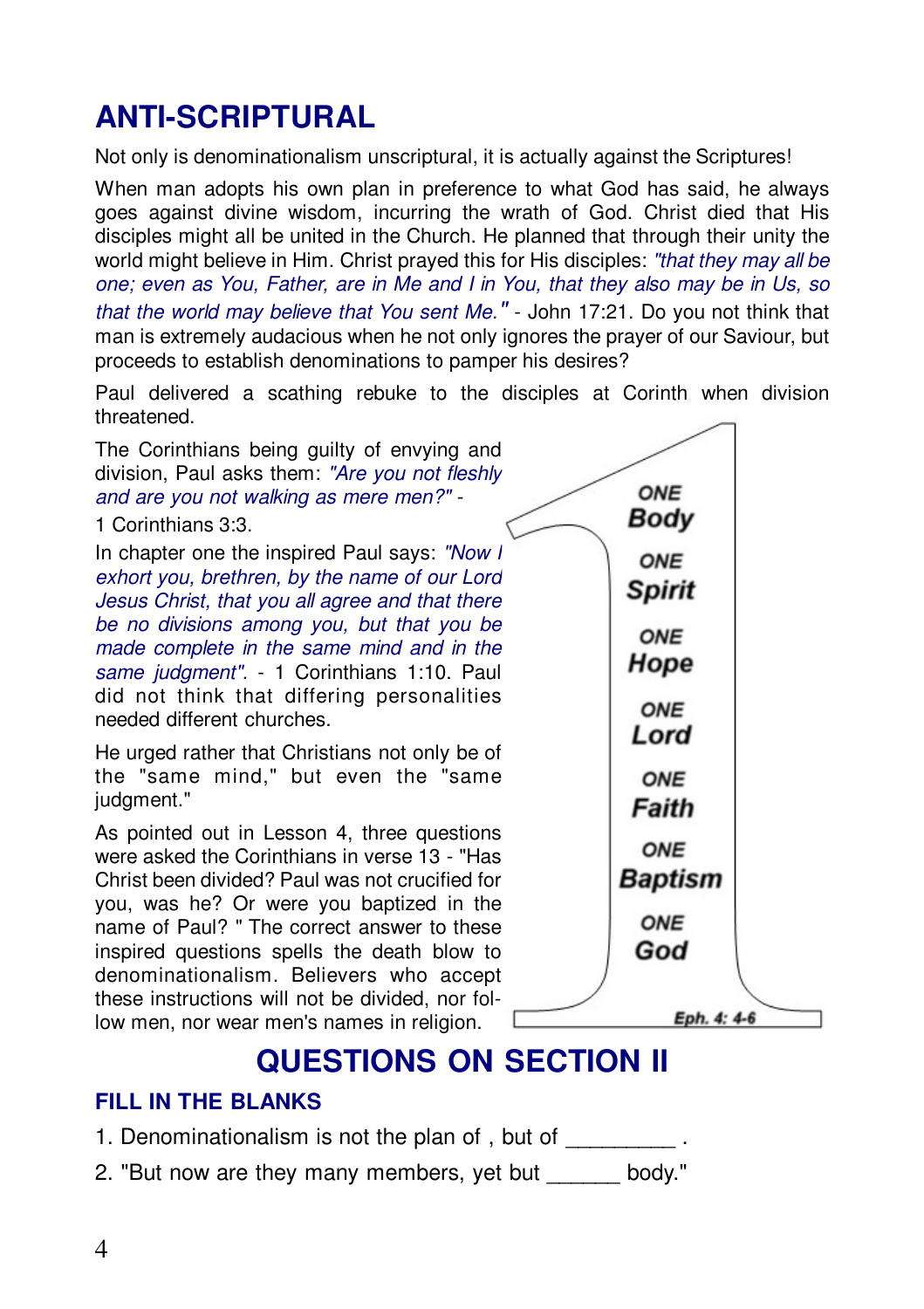# ANTI-SCRIPTURAL

Not only is denominationalism unscriptural, it is actually against the Scriptures!

When man adopts his own plan in preference to what God has said, he always goes against divine wisdom, incurring the wrath of God. Christ died that His disciples might all be united in the Church. He planned that through their unity the world might believe in Him. Christ prayed this for His disciples: *"that they may all be one; even as You, Father, are in Me and I in You, that they also may be in Us, so that the world may believe that You sent Me."* - John 17:21. Do you not think that man is extremely audacious when he not only ignores the prayer of our Saviour, but proceeds to establish denominations to pamper his desires?

Paul delivered a scathing rebuke to the disciples at Corinth when division threatened.

The Corinthians being guilty of envying and division, Paul asks them: *"Are you not fleshly and are you not walking as mere men?"* - 1 Corinthians 3:3.

In chapter one the inspired Paul says: *"Now I exhort you, brethren, by the name of our Lord Jesus Christ, that you all agree and that there be no divisions among you, but that you be made complete in the same mind and in the same judgment".* - 1 Corinthians 1:10. Paul did not think that differing personalities needed different churches.

He urged rather that Christians not only be of the "same mind," but even the "same judgment."

As pointed out in Lesson 4, three questions were asked the Corinthians in verse 13 - "Has Christ been divided? Paul was not crucified for you, was he? Or were you baptized in the name of Paul? " The correct answer to these inspired questions spells the death blow to denominationalism. Believers who accept these instructions will not be divided, nor follow men, nor wear men's names in religion.

ONE Body
ONE Spirit
ONE Hope
ONE Lord
ONE Faith
ONE Baptism
ONE God

Eph. 4: 4-6

# QUESTIONS ON SECTION II

## FILL IN THE BLANKS

1. Denominationalism is not the plan of , but of _________ .
2. "But now are they many members, yet but ______ body."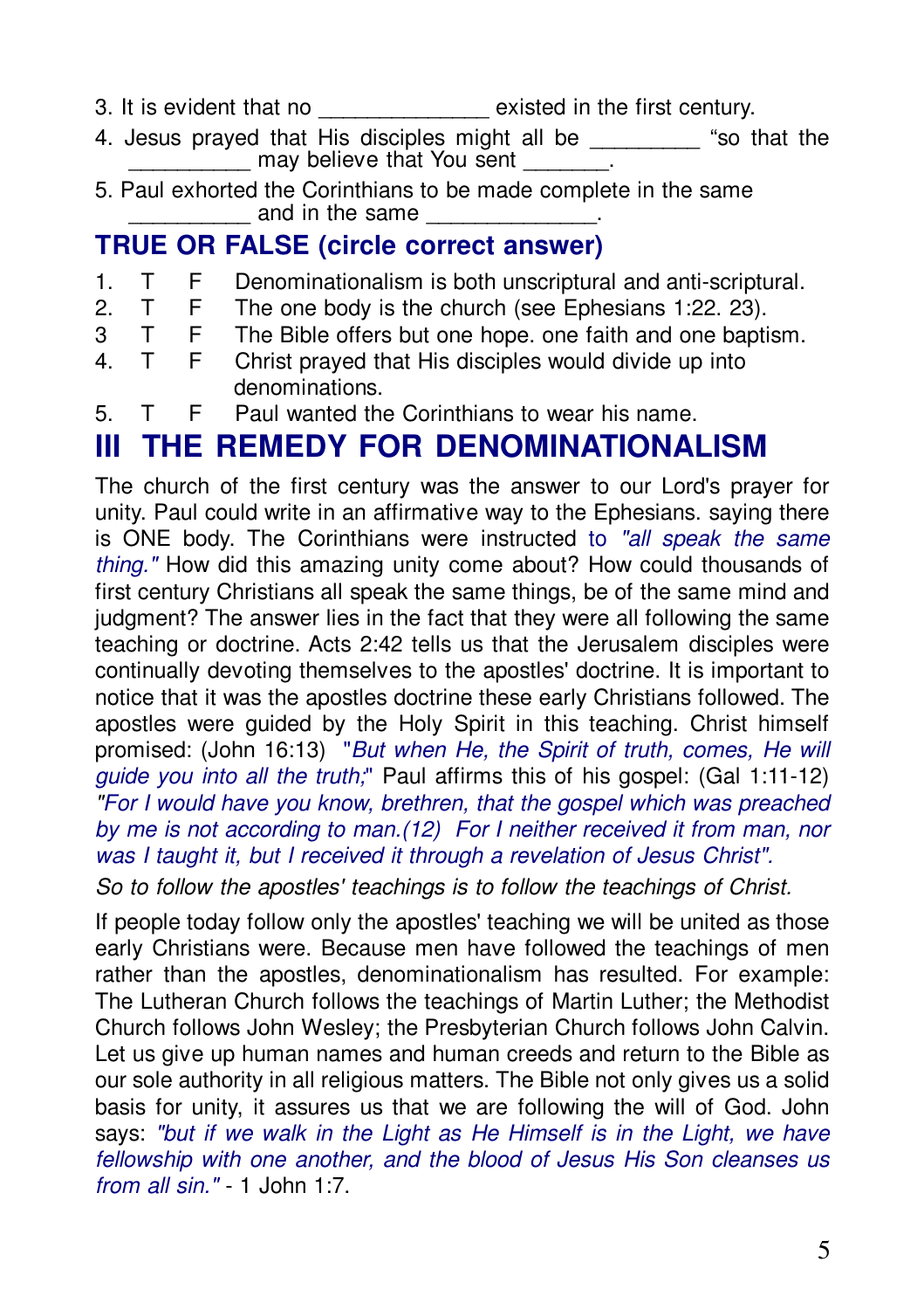3. It is evident that no ______________ existed in the first century.

4. Jesus prayed that His disciples might all be _________ "so that the __________ may believe that You sent _______.

5. Paul exhorted the Corinthians to be made complete in the same __________ and in the same ______________.

## TRUE OR FALSE (circle correct answer)

1. T F Denominationalism is both unscriptural and anti-scriptural.
2. T F The one body is the church (see Ephesians 1:22. 23).
3. T F The Bible offers but one hope. one faith and one baptism.
4. T F Christ prayed that His disciples would divide up into denominations.
5. T F Paul wanted the Corinthians to wear his name.

# III THE REMEDY FOR DENOMINATIONALISM

The church of the first century was the answer to our Lord's prayer for unity. Paul could write in an affirmative way to the Ephesians. saying there is ONE body. The Corinthians were instructed to *"all speak the same thing."* How did this amazing unity come about? How could thousands of first century Christians all speak the same things, be of the same mind and judgment? The answer lies in the fact that they were all following the same teaching or doctrine. Acts 2:42 tells us that the Jerusalem disciples were continually devoting themselves to the apostles' doctrine. It is important to notice that it was the apostles doctrine these early Christians followed. The apostles were guided by the Holy Spirit in this teaching. Christ himself promised: (John 16:13) "*But when He, the Spirit of truth, comes, He will guide you into all the truth;*" Paul affirms this of his gospel: (Gal 1:11-12) *"For I would have you know, brethren, that the gospel which was preached by me is not according to man.(12) For I neither received it from man, nor was I taught it, but I received it through a revelation of Jesus Christ".*

*So to follow the apostles' teachings is to follow the teachings of Christ.*

If people today follow only the apostles' teaching we will be united as those early Christians were. Because men have followed the teachings of men rather than the apostles, denominationalism has resulted. For example: The Lutheran Church follows the teachings of Martin Luther; the Methodist Church follows John Wesley; the Presbyterian Church follows John Calvin. Let us give up human names and human creeds and return to the Bible as our sole authority in all religious matters. The Bible not only gives us a solid basis for unity, it assures us that we are following the will of God. John says: *"but if we walk in the Light as He Himself is in the Light, we have fellowship with one another, and the blood of Jesus His Son cleanses us from all sin."* - 1 John 1:7.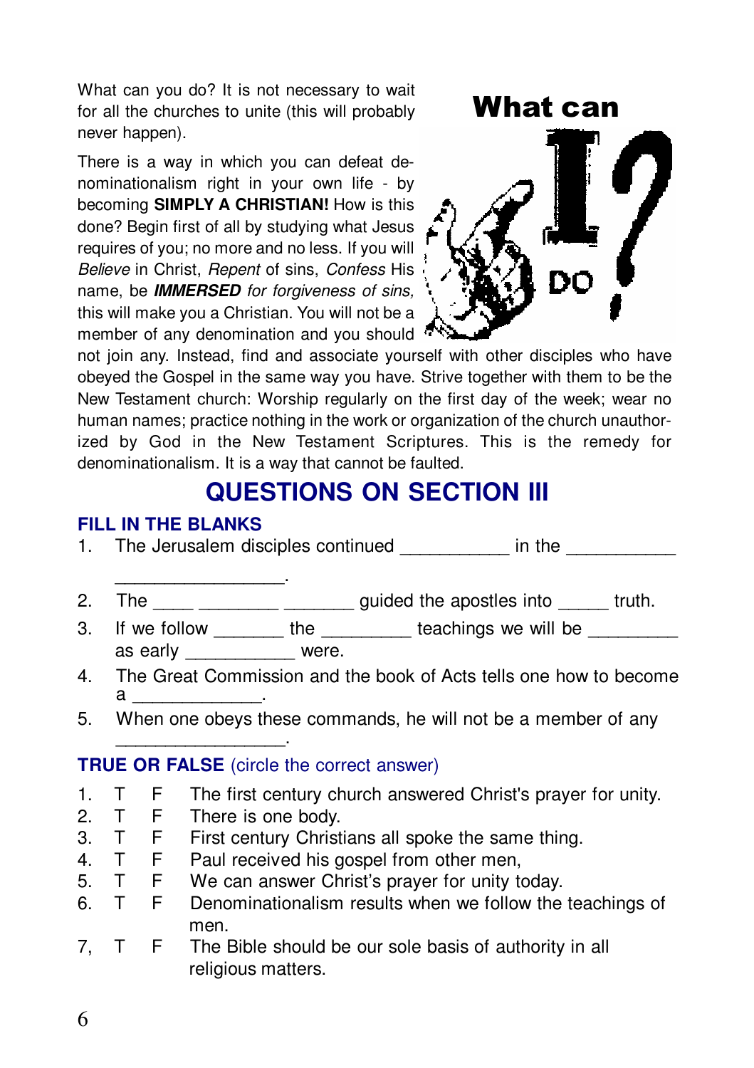What can you do? It is not necessary to wait for all the churches to unite (this will probably never happen).

There is a way in which you can defeat denominationalism right in your own life - by becoming **SIMPLY A CHRISTIAN!** How is this done? Begin first of all by studying what Jesus requires of you; no more and no less. If you will *Believe* in Christ, *Repent* of sins, *Confess* His name, be ***IMMERSED*** *for forgiveness of sins,* this will make you a Christian. You will not be a member of any denomination and you should not join any. Instead, find and associate yourself with other disciples who have obeyed the Gospel in the same way you have. Strive together with them to be the New Testament church: Worship regularly on the first day of the week; wear no human names; practice nothing in the work or organization of the church unauthorized by God in the New Testament Scriptures. This is the remedy for denominationalism. It is a way that cannot be faulted.

## QUESTIONS ON SECTION III

### FILL IN THE BLANKS

1. The Jerusalem disciples continued ___________ in the ___________ _________________.
2. The ____ ________ _______ guided the apostles into _____ truth.
3. If we follow _______ the _________ teachings we will be _________ as early ___________ were.
4. The Great Commission and the book of Acts tells one how to become a _____________.
5. When one obeys these commands, he will not be a member of any _________________.

### TRUE OR FALSE (circle the correct answer)

1. T F The first century church answered Christ's prayer for unity.
2. T F There is one body.
3. T F First century Christians all spoke the same thing.
4. T F Paul received his gospel from other men,
5. T F We can answer Christ's prayer for unity today.
6. T F Denominationalism results when we follow the teachings of men.
7, T F The Bible should be our sole basis of authority in all religious matters.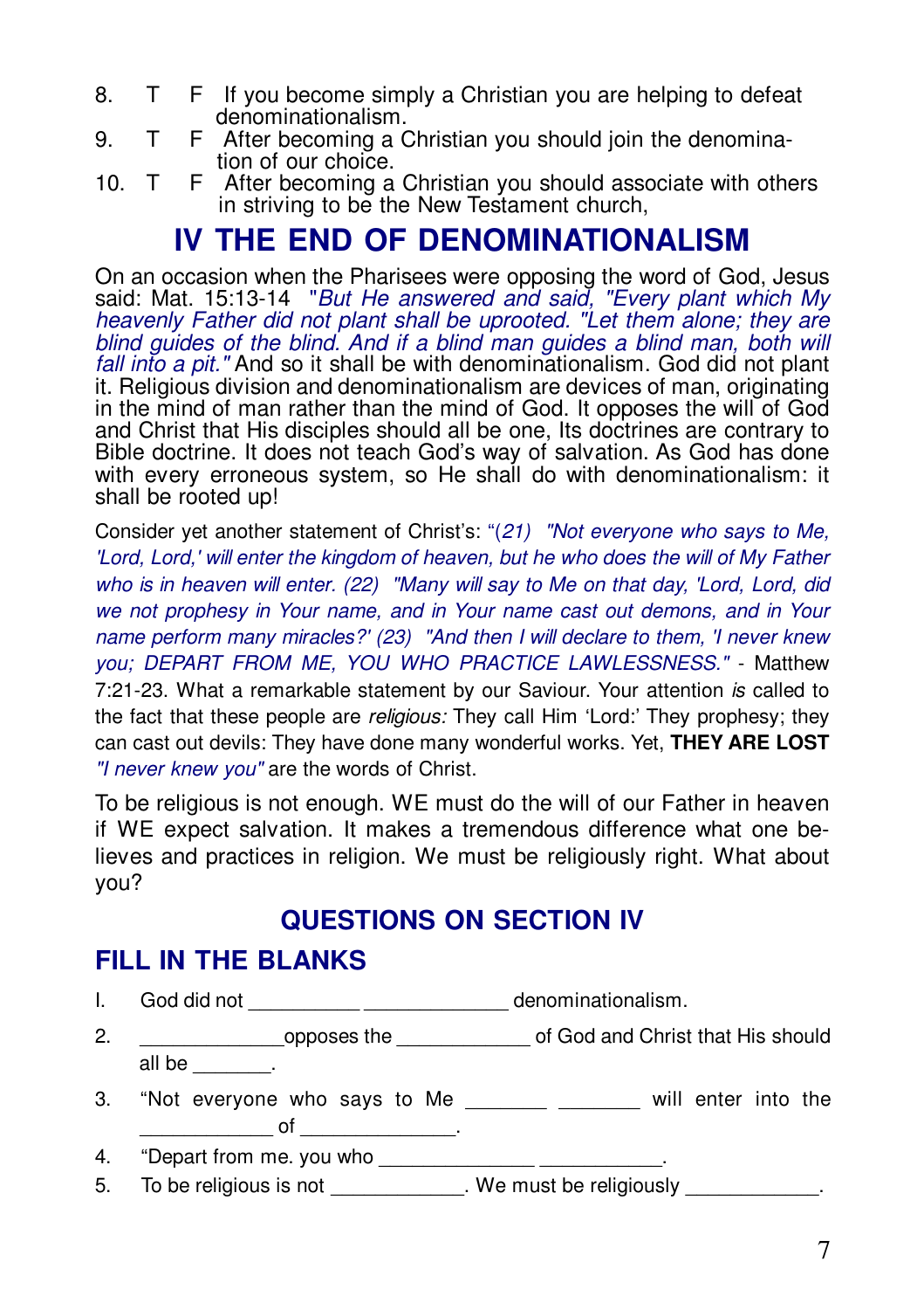8. T F If you become simply a Christian you are helping to defeat denominationalism.
9. T F After becoming a Christian you should join the denomination of our choice.
10. T F After becoming a Christian you should associate with others in striving to be the New Testament church,

# IV THE END OF DENOMINATIONALISM

On an occasion when the Pharisees were opposing the word of God, Jesus said: Mat. 15:13-14 *"But He answered and said, "Every plant which My heavenly Father did not plant shall be uprooted. "Let them alone; they are blind guides of the blind. And if a blind man guides a blind man, both will fall into a pit."* And so it shall be with denominationalism. God did not plant it. Religious division and denominationalism are devices of man, originating in the mind of man rather than the mind of God. It opposes the will of God and Christ that His disciples should all be one, Its doctrines are contrary to Bible doctrine. It does not teach God's way of salvation. As God has done with every erroneous system, so He shall do with denominationalism: it shall be rooted up!

Consider yet another statement of Christ's: "*(21) "Not everyone who says to Me, 'Lord, Lord,' will enter the kingdom of heaven, but he who does the will of My Father who is in heaven will enter. (22) "Many will say to Me on that day, 'Lord, Lord, did we not prophesy in Your name, and in Your name cast out demons, and in Your name perform many miracles?' (23) "And then I will declare to them, 'I never knew you; DEPART FROM ME, YOU WHO PRACTICE LAWLESSNESS."* - Matthew 7:21-23. What a remarkable statement by our Saviour. Your attention *is* called to the fact that these people are *religious:* They call Him 'Lord:' They prophesy; they can cast out devils: They have done many wonderful works. Yet, **THEY ARE LOST** *"I never knew you"* are the words of Christ.

To be religious is not enough. WE must do the will of our Father in heaven if WE expect salvation. It makes a tremendous difference what one believes and practices in religion. We must be religiously right. What about you?

## QUESTIONS ON SECTION IV

### FILL IN THE BLANKS

1. God did not __________ ____________ denominationalism.
2. ____________opposes the ___________ of God and Christ that His should all be _______.
3. "Not everyone who says to Me _______ _______ will enter into the ___________ of _____________.
4. "Depart from me. you who _____________ ___________.
5. To be religious is not ___________. We must be religiously ___________.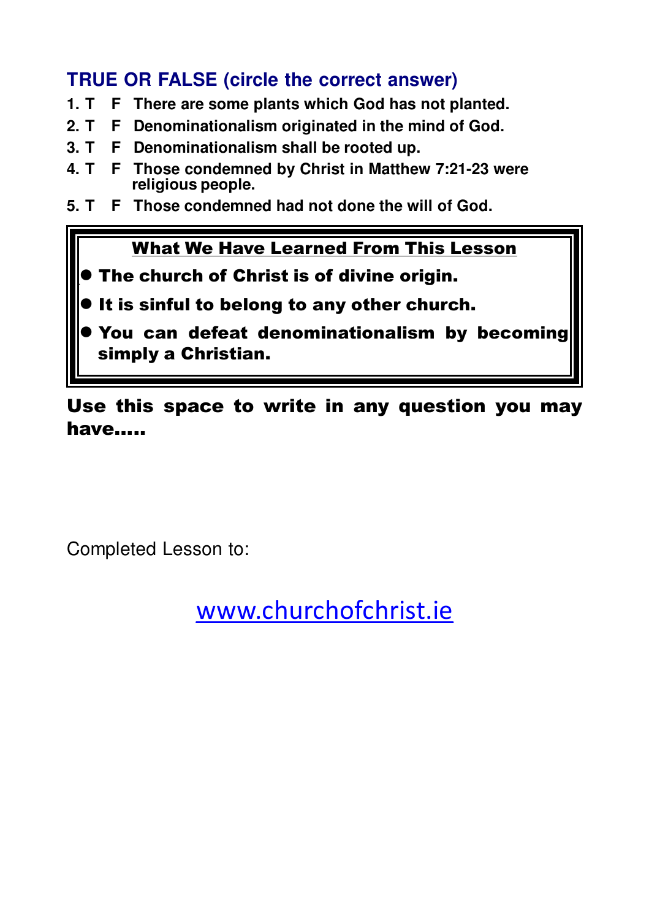## TRUE OR FALSE (circle the correct answer)

1. T F There are some plants which God has not planted.
2. T F Denominationalism originated in the mind of God.
3. T F Denominationalism shall be rooted up.
4. T F Those condemned by Christ in Matthew 7:21-23 were religious people.
5. T F Those condemned had not done the will of God.

**What We Have Learned From This Lesson**

- **The church of Christ is of divine origin.**
- **It is sinful to belong to any other church.**
- **You can defeat denominationalism by becoming simply a Christian.**

**Use this space to write in any question you may have.....**

Completed Lesson to:

www.churchofchrist.ie